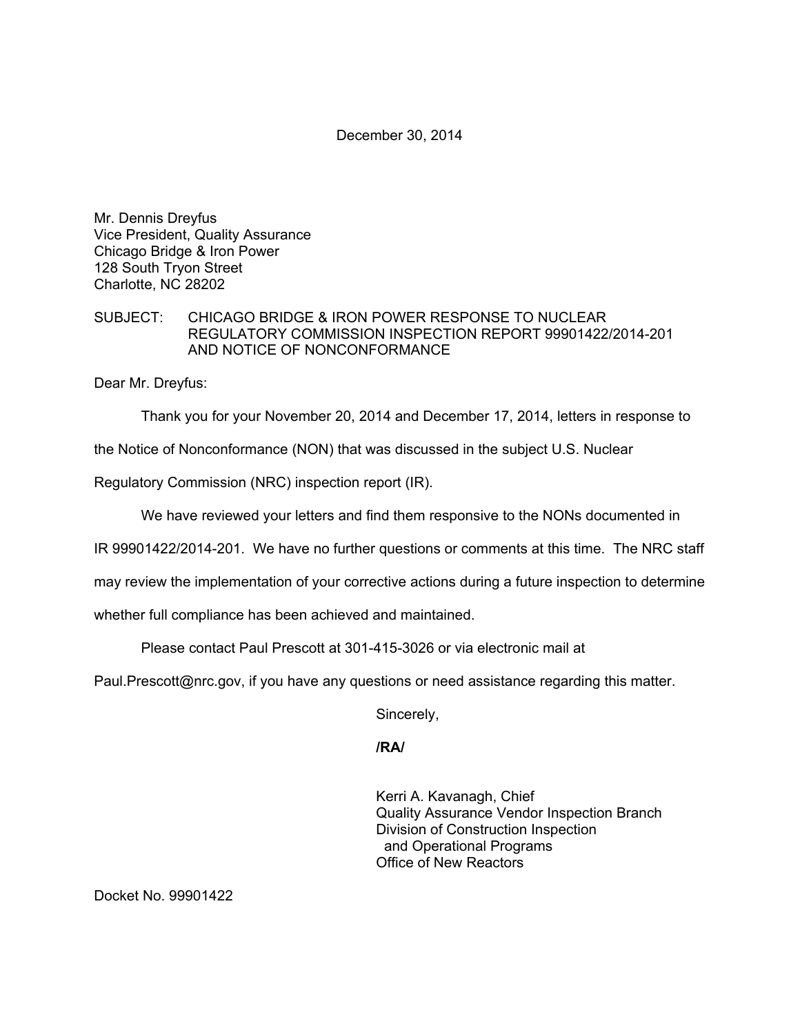December 30, 2014

Mr. Dennis Dreyfus
Vice President, Quality Assurance
Chicago Bridge & Iron Power
128 South Tryon Street
Charlotte, NC 28202

SUBJECT: CHICAGO BRIDGE & IRON POWER RESPONSE TO NUCLEAR REGULATORY COMMISSION INSPECTION REPORT 99901422/2014-201 AND NOTICE OF NONCONFORMANCE

Dear Mr. Dreyfus:

Thank you for your November 20, 2014 and December 17, 2014, letters in response to the Notice of Nonconformance (NON) that was discussed in the subject U.S. Nuclear Regulatory Commission (NRC) inspection report (IR).

We have reviewed your letters and find them responsive to the NONs documented in IR 99901422/2014-201. We have no further questions or comments at this time. The NRC staff may review the implementation of your corrective actions during a future inspection to determine whether full compliance has been achieved and maintained.

Please contact Paul Prescott at 301-415-3026 or via electronic mail at Paul.Prescott@nrc.gov, if you have any questions or need assistance regarding this matter.

Sincerely,

**/RA/**

Kerri A. Kavanagh, Chief
Quality Assurance Vendor Inspection Branch
Division of Construction Inspection
and Operational Programs
Office of New Reactors

Docket No. 99901422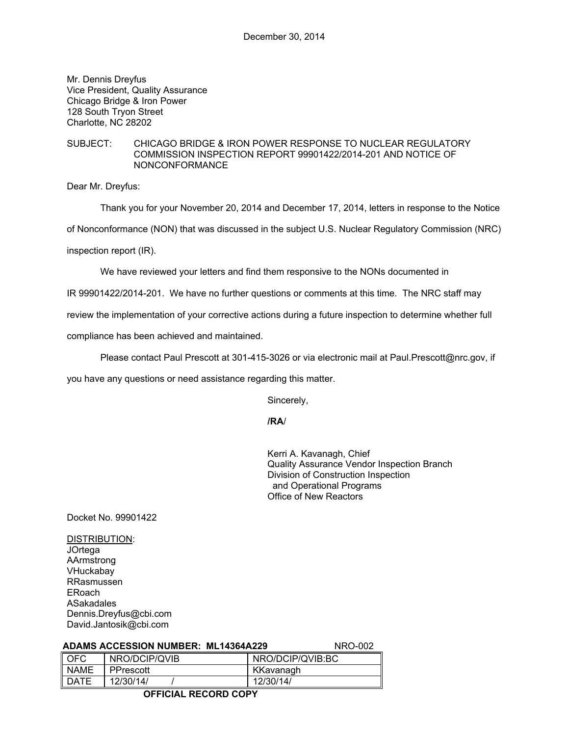December 30, 2014

Mr. Dennis Dreyfus
Vice President, Quality Assurance
Chicago Bridge & Iron Power
128 South Tryon Street
Charlotte, NC 28202

SUBJECT: CHICAGO BRIDGE & IRON POWER RESPONSE TO NUCLEAR REGULATORY COMMISSION INSPECTION REPORT 99901422/2014-201 AND NOTICE OF NONCONFORMANCE

Dear Mr. Dreyfus:

Thank you for your November 20, 2014 and December 17, 2014, letters in response to the Notice of Nonconformance (NON) that was discussed in the subject U.S. Nuclear Regulatory Commission (NRC) inspection report (IR).

We have reviewed your letters and find them responsive to the NONs documented in IR 99901422/2014-201. We have no further questions or comments at this time. The NRC staff may review the implementation of your corrective actions during a future inspection to determine whether full compliance has been achieved and maintained.

Please contact Paul Prescott at 301-415-3026 or via electronic mail at Paul.Prescott@nrc.gov, if you have any questions or need assistance regarding this matter.

Sincerely,

**/RA/**

Kerri A. Kavanagh, Chief
Quality Assurance Vendor Inspection Branch
Division of Construction Inspection
and Operational Programs
Office of New Reactors

Docket No. 99901422

DISTRIBUTION:
JOrtega
AArmstrong
VHuckabay
RRasmussen
ERoach
ASakadales
Dennis.Dreyfus@cbi.com
David.Jantosik@cbi.com

**ADAMS ACCESSION NUMBER: ML14364A229** NRO-002

| OFC | NRO/DCIP/QVIB | NRO/DCIP/QVIB:BC |
|---|---|---|
| NAME | PPrescott | KKavanagh |
| DATE | 12/30/14/ / | 12/30/14/ |

**OFFICIAL RECORD COPY**